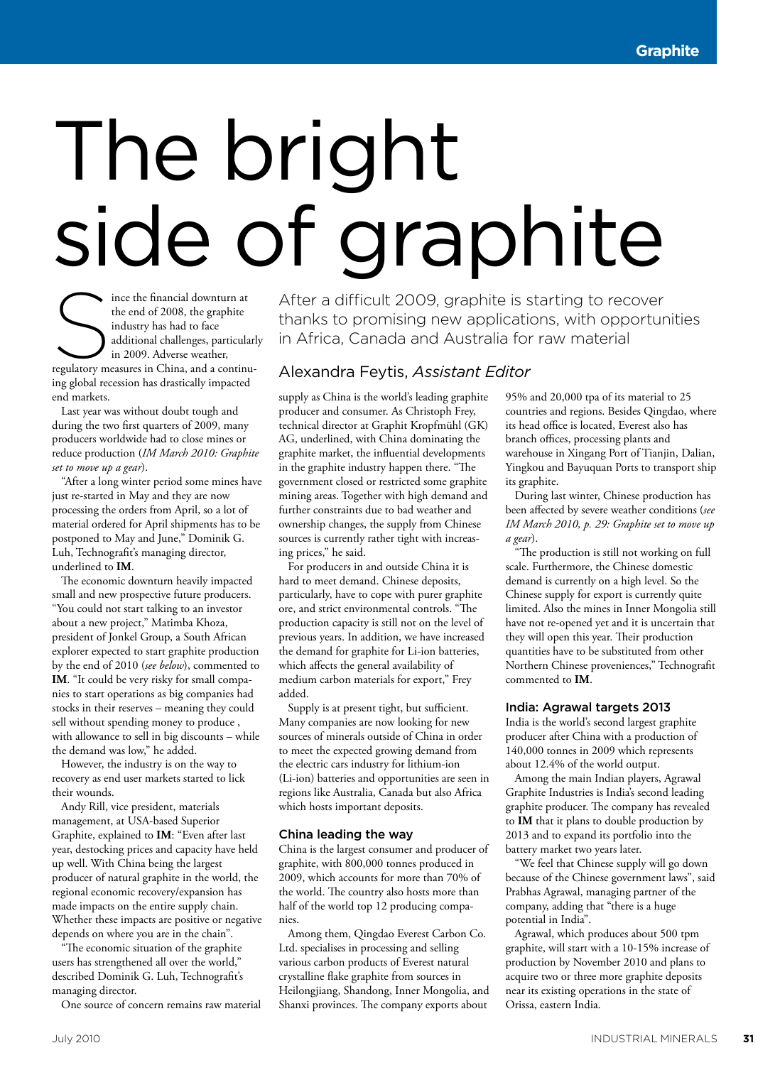# The bright side of graphite

After a difficult 2009, graphite is starting to recover thanks to promising new applications, with opportunities in Africa, Canada and Australia for raw material

Alexandra Feytis, *Assistant Editor*

Since the financial downturn at the end of 2008, the graphite industry has had to face additional challenges, particularly in 2009. Adverse weather, regulatory measures in China, and a continuing global recession has drastically impacted end markets.

Last year was without doubt tough and during the two first quarters of 2009, many producers worldwide had to close mines or reduce production (*IM March 2010: Graphite set to move up a gear*).

"After a long winter period some mines have just re-started in May and they are now processing the orders from April, so a lot of material ordered for April shipments has to be postponed to May and June," Dominik G. Luh, Technografit's managing director, underlined to **IM**.

The economic downturn heavily impacted small and new prospective future producers. "You could not start talking to an investor about a new project," Matimba Khoza, president of Jonkel Group, a South African explorer expected to start graphite production by the end of 2010 (*see below*), commented to **IM**. "It could be very risky for small companies to start operations as big companies had stocks in their reserves – meaning they could sell without spending money to produce , with allowance to sell in big discounts – while the demand was low," he added.

However, the industry is on the way to recovery as end user markets started to lick their wounds.

Andy Rill, vice president, materials management, at USA-based Superior Graphite, explained to **IM**: "Even after last year, destocking prices and capacity have held up well. With China being the largest producer of natural graphite in the world, the regional economic recovery/expansion has made impacts on the entire supply chain. Whether these impacts are positive or negative depends on where you are in the chain".

"The economic situation of the graphite users has strengthened all over the world," described Dominik G. Luh, Technografit's managing director.

One source of concern remains raw material supply as China is the world's leading graphite producer and consumer. As Christoph Frey, technical director at Graphit Kropfmühl (GK) AG, underlined, with China dominating the graphite market, the influential developments in the graphite industry happen there. "The government closed or restricted some graphite mining areas. Together with high demand and further constraints due to bad weather and ownership changes, the supply from Chinese sources is currently rather tight with increasing prices," he said.

For producers in and outside China it is hard to meet demand. Chinese deposits, particularly, have to cope with purer graphite ore, and strict environmental controls. "The production capacity is still not on the level of previous years. In addition, we have increased the demand for graphite for Li-ion batteries, which affects the general availability of medium carbon materials for export," Frey added.

Supply is at present tight, but sufficient. Many companies are now looking for new sources of minerals outside of China in order to meet the expected growing demand from the electric cars industry for lithium-ion (Li-ion) batteries and opportunities are seen in regions like Australia, Canada but also Africa which hosts important deposits.

### China leading the way

China is the largest consumer and producer of graphite, with 800,000 tonnes produced in 2009, which accounts for more than 70% of the world. The country also hosts more than half of the world top 12 producing companies.

Among them, Qingdao Everest Carbon Co. Ltd. specialises in processing and selling various carbon products of Everest natural crystalline flake graphite from sources in Heilongjiang, Shandong, Inner Mongolia, and Shanxi provinces. The company exports about 95% and 20,000 tpa of its material to 25 countries and regions. Besides Qingdao, where its head office is located, Everest also has branch offices, processing plants and warehouse in Xingang Port of Tianjin, Dalian, Yingkou and Bayuquan Ports to transport ship its graphite.

During last winter, Chinese production has been affected by severe weather conditions (*see IM March 2010, p. 29: Graphite set to move up a gear*).

"The production is still not working on full scale. Furthermore, the Chinese domestic demand is currently on a high level. So the Chinese supply for export is currently quite limited. Also the mines in Inner Mongolia still have not re-opened yet and it is uncertain that they will open this year. Their production quantities have to be substituted from other Northern Chinese proveniences," Technografit commented to **IM**.

### India: Agrawal targets 2013

India is the world's second largest graphite producer after China with a production of 140,000 tonnes in 2009 which represents about 12.4% of the world output.

Among the main Indian players, Agrawal Graphite Industries is India's second leading graphite producer. The company has revealed to **IM** that it plans to double production by 2013 and to expand its portfolio into the battery market two years later.

"We feel that Chinese supply will go down because of the Chinese government laws", said Prabhas Agrawal, managing partner of the company, adding that "there is a huge potential in India".

Agrawal, which produces about 500 tpm graphite, will start with a 10-15% increase of production by November 2010 and plans to acquire two or three more graphite deposits near its existing operations in the state of Orissa, eastern India.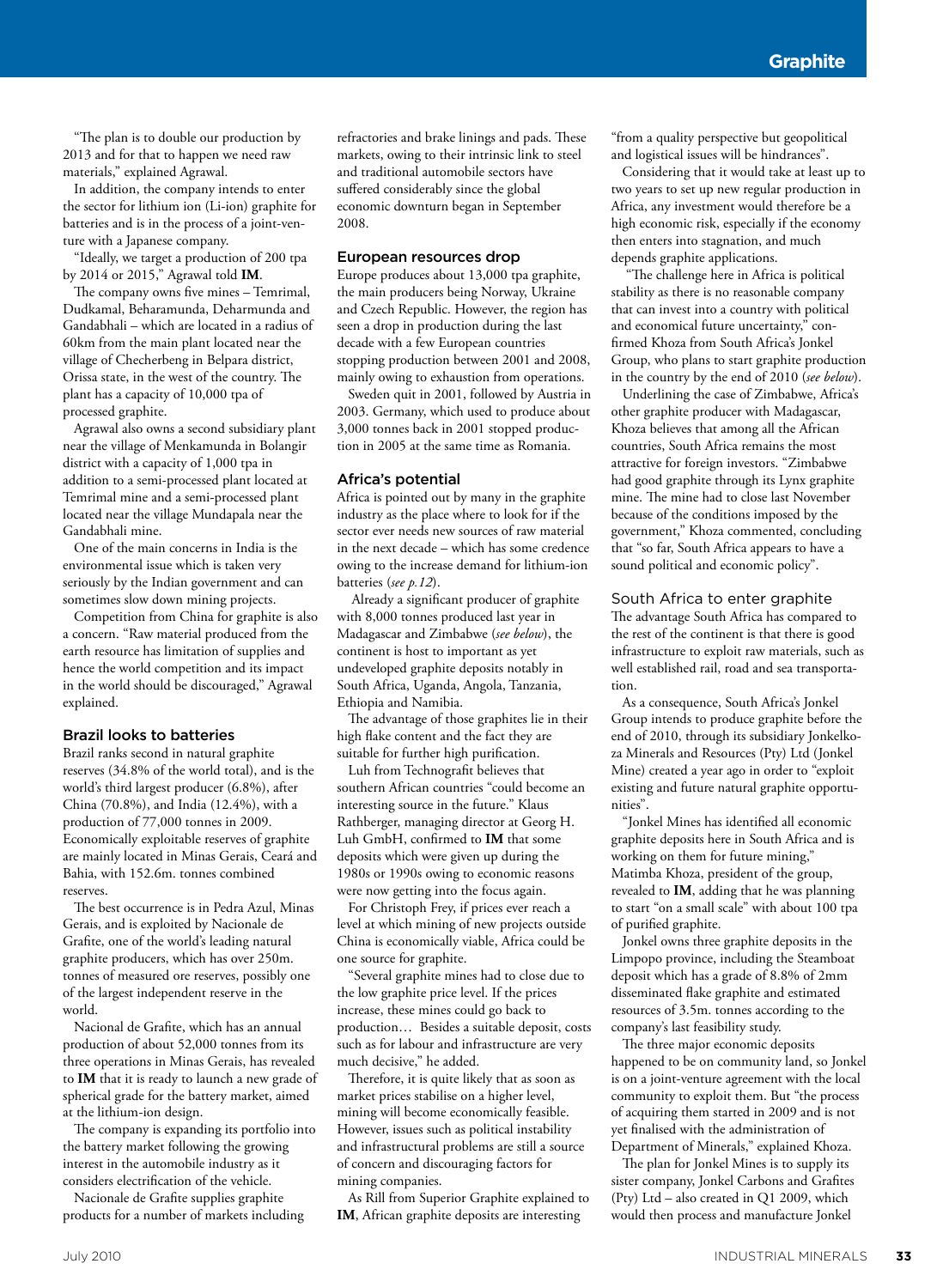"The plan is to double our production by 2013 and for that to happen we need raw materials," explained Agrawal.

In addition, the company intends to enter the sector for lithium ion (Li-ion) graphite for batteries and is in the process of a joint-venture with a Japanese company.

"Ideally, we target a production of 200 tpa by 2014 or 2015," Agrawal told **IM**.

The company owns five mines – Temrimal, Dudkamal, Beharamunda, Deharmunda and Gandabhali – which are located in a radius of 60km from the main plant located near the village of Checherbeng in Belpara district, Orissa state, in the west of the country. The plant has a capacity of 10,000 tpa of processed graphite.

Agrawal also owns a second subsidiary plant near the village of Menkamunda in Bolangir district with a capacity of 1,000 tpa in addition to a semi-processed plant located at Temrimal mine and a semi-processed plant located near the village Mundapala near the Gandabhali mine.

One of the main concerns in India is the environmental issue which is taken very seriously by the Indian government and can sometimes slow down mining projects.

Competition from China for graphite is also a concern. "Raw material produced from the earth resource has limitation of supplies and hence the world competition and its impact in the world should be discouraged," Agrawal explained.

### Brazil looks to batteries

Brazil ranks second in natural graphite reserves (34.8% of the world total), and is the world's third largest producer (6.8%), after China (70.8%), and India (12.4%), with a production of 77,000 tonnes in 2009. Economically exploitable reserves of graphite are mainly located in Minas Gerais, Ceará and Bahia, with 152.6m. tonnes combined reserves.

The best occurrence is in Pedra Azul, Minas Gerais, and is exploited by Nacionale de Grafite, one of the world's leading natural graphite producers, which has over 250m. tonnes of measured ore reserves, possibly one of the largest independent reserve in the world.

Nacional de Grafite, which has an annual production of about 52,000 tonnes from its three operations in Minas Gerais, has revealed to **IM** that it is ready to launch a new grade of spherical grade for the battery market, aimed at the lithium-ion design.

The company is expanding its portfolio into the battery market following the growing interest in the automobile industry as it considers electrification of the vehicle.

Nacionale de Grafite supplies graphite products for a number of markets including refractories and brake linings and pads. These markets, owing to their intrinsic link to steel and traditional automobile sectors have suffered considerably since the global economic downturn began in September 2008.

### European resources drop

Europe produces about 13,000 tpa graphite, the main producers being Norway, Ukraine and Czech Republic. However, the region has seen a drop in production during the last decade with a few European countries stopping production between 2001 and 2008, mainly owing to exhaustion from operations.

Sweden quit in 2001, followed by Austria in 2003. Germany, which used to produce about 3,000 tonnes back in 2001 stopped production in 2005 at the same time as Romania.

### Africa's potential

Africa is pointed out by many in the graphite industry as the place where to look for if the sector ever needs new sources of raw material in the next decade – which has some credence owing to the increase demand for lithium-ion batteries (*see p.12*).

Already a significant producer of graphite with 8,000 tonnes produced last year in Madagascar and Zimbabwe (*see below*), the continent is host to important as yet undeveloped graphite deposits notably in South Africa, Uganda, Angola, Tanzania, Ethiopia and Namibia.

The advantage of those graphites lie in their high flake content and the fact they are suitable for further high purification.

Luh from Technografit believes that southern African countries "could become an interesting source in the future." Klaus Rathberger, managing director at Georg H. Luh GmbH, confirmed to **IM** that some deposits which were given up during the 1980s or 1990s owing to economic reasons were now getting into the focus again.

For Christoph Frey, if prices ever reach a level at which mining of new projects outside China is economically viable, Africa could be one source for graphite.

"Several graphite mines had to close due to the low graphite price level. If the prices increase, these mines could go back to production… Besides a suitable deposit, costs such as for labour and infrastructure are very much decisive," he added.

Therefore, it is quite likely that as soon as market prices stabilise on a higher level, mining will become economically feasible. However, issues such as political instability and infrastructural problems are still a source of concern and discouraging factors for mining companies.

As Rill from Superior Graphite explained to **IM**, African graphite deposits are interesting "from a quality perspective but geopolitical and logistical issues will be hindrances".

Considering that it would take at least up to two years to set up new regular production in Africa, any investment would therefore be a high economic risk, especially if the economy then enters into stagnation, and much depends graphite applications.

"The challenge here in Africa is political stability as there is no reasonable company that can invest into a country with political and economical future uncertainty," confirmed Khoza from South Africa's Jonkel Group, who plans to start graphite production in the country by the end of 2010 (*see below*).

Underlining the case of Zimbabwe, Africa's other graphite producer with Madagascar, Khoza believes that among all the African countries, South Africa remains the most attractive for foreign investors. "Zimbabwe had good graphite through its Lynx graphite mine. The mine had to close last November because of the conditions imposed by the government," Khoza commented, concluding that "so far, South Africa appears to have a sound political and economic policy".

### South Africa to enter graphite

The advantage South Africa has compared to the rest of the continent is that there is good infrastructure to exploit raw materials, such as well established rail, road and sea transportation.

As a consequence, South Africa's Jonkel Group intends to produce graphite before the end of 2010, through its subsidiary Jonkelkoza Minerals and Resources (Pty) Ltd (Jonkel Mine) created a year ago in order to "exploit existing and future natural graphite opportunities".

"Jonkel Mines has identified all economic graphite deposits here in South Africa and is working on them for future mining," Matimba Khoza, president of the group, revealed to **IM**, adding that he was planning to start "on a small scale" with about 100 tpa of purified graphite.

Jonkel owns three graphite deposits in the Limpopo province, including the Steamboat deposit which has a grade of 8.8% of 2mm disseminated flake graphite and estimated resources of 3.5m. tonnes according to the company's last feasibility study.

The three major economic deposits happened to be on community land, so Jonkel is on a joint-venture agreement with the local community to exploit them. But "the process of acquiring them started in 2009 and is not yet finalised with the administration of Department of Minerals," explained Khoza.

The plan for Jonkel Mines is to supply its sister company, Jonkel Carbons and Grafites (Pty) Ltd – also created in Q1 2009, which would then process and manufacture Jonkel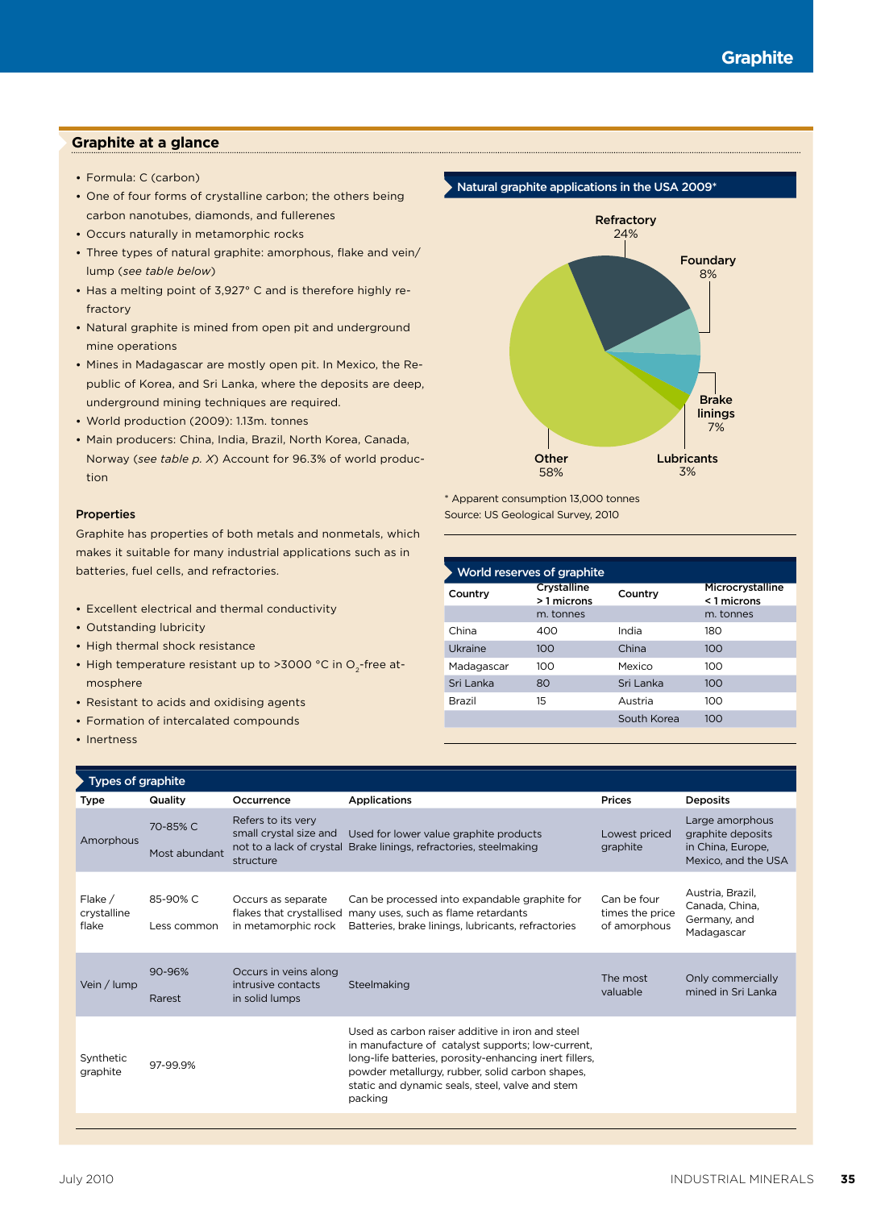## Graphite at a glance

- Formula: C (carbon)
- One of four forms of crystalline carbon; the others being carbon nanotubes, diamonds, and fullerenes
- Occurs naturally in metamorphic rocks
- Three types of natural graphite: amorphous, flake and vein/lump (*see table below*)
- Has a melting point of 3,927° C and is therefore highly refractory
- Natural graphite is mined from open pit and underground mine operations
- Mines in Madagascar are mostly open pit. In Mexico, the Republic of Korea, and Sri Lanka, where the deposits are deep, underground mining techniques are required.
- World production (2009): 1.13m. tonnes
- Main producers: China, India, Brazil, North Korea, Canada, Norway (*see table p. X*) Account for 96.3% of world production

### Properties

Graphite has properties of both metals and nonmetals, which makes it suitable for many industrial applications such as in batteries, fuel cells, and refractories.

- Excellent electrical and thermal conductivity
- Outstanding lubricity
- High thermal shock resistance
- High temperature resistant up to >3000 °C in $O_2$-free atmosphere
- Resistant to acids and oxidising agents
- Formation of intercalated compounds
- Inertness

### Natural graphite applications in the USA 2009*

| Application | Share |
|---|---|
| Refractory | 24% |
| Foundary | 8% |
| Brake linings | 7% |
| Lubricants | 3% |
| Other | 58% |

\* Apparent consumption 13,000 tonnes
Source: US Geological Survey, 2010

### World reserves of graphite

| Country | Crystalline > 1 microns m. tonnes | Country | Microcrystalline < 1 microns m. tonnes |
|---|---|---|---|
| China | 400 | India | 180 |
| Ukraine | 100 | China | 100 |
| Madagascar | 100 | Mexico | 100 |
| Sri Lanka | 80 | Sri Lanka | 100 |
| Brazil | 15 | Austria | 100 |
| | | South Korea | 100 |

### Types of graphite

| Type | Quality | Occurrence | Applications | Prices | Deposits |
|---|---|---|---|---|---|
| Amorphous | 70-85% C<br>Most abundant | Refers to its very small crystal size and not to a lack of crystal structure | Used for lower value graphite products<br>Brake linings, refractories, steelmaking | Lowest priced graphite | Large amorphous graphite deposits in China, Europe, Mexico, and the USA |
| Flake / crystalline flake | 85-90% C<br>Less common | Occurs as separate flakes that crystallised in metamorphic rock | Can be processed into expandable graphite for many uses, such as flame retardants<br>Batteries, brake linings, lubricants, refractories | Can be four times the price of amorphous | Austria, Brazil, Canada, China, Germany, and Madagascar |
| Vein / lump | 90-96%<br>Rarest | Occurs in veins along intrusive contacts in solid lumps | Steelmaking | The most valuable | Only commercially mined in Sri Lanka |
| Synthetic graphite | 97-99.9% | | Used as carbon raiser additive in iron and steel in manufacture of catalyst supports; low-current, long-life batteries, porosity-enhancing inert fillers, powder metallurgy, rubber, solid carbon shapes, static and dynamic seals, steel, valve and stem packing | | |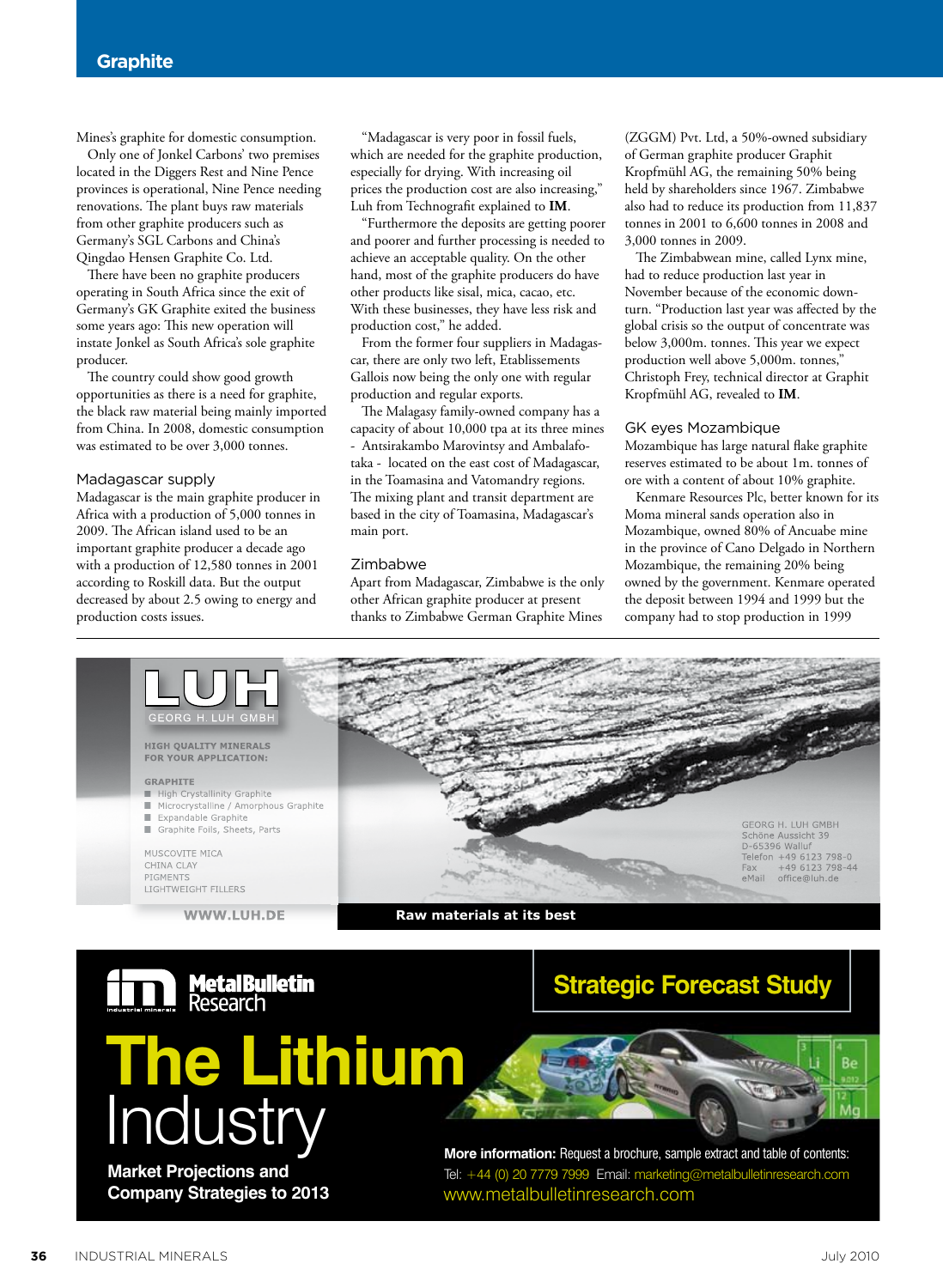Mines's graphite for domestic consumption.

Only one of Jonkel Carbons' two premises located in the Diggers Rest and Nine Pence provinces is operational, Nine Pence needing renovations. The plant buys raw materials from other graphite producers such as Germany's SGL Carbons and China's Qingdao Hensen Graphite Co. Ltd.

There have been no graphite producers operating in South Africa since the exit of Germany's GK Graphite exited the business some years ago: This new operation will instate Jonkel as South Africa's sole graphite producer.

The country could show good growth opportunities as there is a need for graphite, the black raw material being mainly imported from China. In 2008, domestic consumption was estimated to be over 3,000 tonnes.

## Madagascar supply

Madagascar is the main graphite producer in Africa with a production of 5,000 tonnes in 2009. The African island used to be an important graphite producer a decade ago with a production of 12,580 tonnes in 2001 according to Roskill data. But the output decreased by about 2.5 owing to energy and production costs issues.

"Madagascar is very poor in fossil fuels, which are needed for the graphite production, especially for drying. With increasing oil prices the production cost are also increasing," Luh from Technografit explained to **IM**.

"Furthermore the deposits are getting poorer and poorer and further processing is needed to achieve an acceptable quality. On the other hand, most of the graphite producers do have other products like sisal, mica, cacao, etc. With these businesses, they have less risk and production cost," he added.

From the former four suppliers in Madagascar, there are only two left, Etablissements Gallois now being the only one with regular production and regular exports.

The Malagasy family-owned company has a capacity of about 10,000 tpa at its three mines - Antsirakambo Marovintsy and Ambalafotaka - located on the east cost of Madagascar, in the Toamasina and Vatomandry regions. The mixing plant and transit department are based in the city of Toamasina, Madagascar's main port.

## Zimbabwe

Apart from Madagascar, Zimbabwe is the only other African graphite producer at present thanks to Zimbabwe German Graphite Mines (ZGGM) Pvt. Ltd, a 50%-owned subsidiary of German graphite producer Graphit Kropfmühl AG, the remaining 50% being held by shareholders since 1967. Zimbabwe also had to reduce its production from 11,837 tonnes in 2001 to 6,600 tonnes in 2008 and 3,000 tonnes in 2009.

The Zimbabwean mine, called Lynx mine, had to reduce production last year in November because of the economic downturn. "Production last year was affected by the global crisis so the output of concentrate was below 3,000m. tonnes. This year we expect production well above 5,000m. tonnes," Christoph Frey, technical director at Graphit Kropfmühl AG, revealed to **IM**.

## GK eyes Mozambique

Mozambique has large natural flake graphite reserves estimated to be about 1m. tonnes of ore with a content of about 10% graphite.

Kenmare Resources Plc, better known for its Moma mineral sands operation also in Mozambique, owned 80% of Ancuabe mine in the province of Cano Delgado in Northern Mozambique, the remaining 20% being owned by the government. Kenmare operated the deposit between 1994 and 1999 but the company had to stop production in 1999

LUH
GEORG H. LUH GMBH

HIGH QUALITY MINERALS FOR YOUR APPLICATION:

GRAPHITE
- High Crystallinity Graphite
- Microcrystalline / Amorphous Graphite
- Expandable Graphite
- Graphite Foils, Sheets, Parts

MUSCOVITE MICA
CHINA CLAY
PIGMENTS
LIGHTWEIGHT FILLERS

WWW.LUH.DE

GEORG H. LUH GMBH
Schöne Aussicht 39
D-65396 Walluf
Telefon +49 6123 798-0
Fax +49 6123 798-44
eMail office@luh.de

Raw materials at its best

MetalBulletin Research

Strategic Forecast Study

The Lithium Industry

Market Projections and Company Strategies to 2013

**More information:** Request a brochure, sample extract and table of contents:
Tel: +44 (0) 20 7779 7999 Email: marketing@metalbulletinresearch.com
www.metalbulletinresearch.com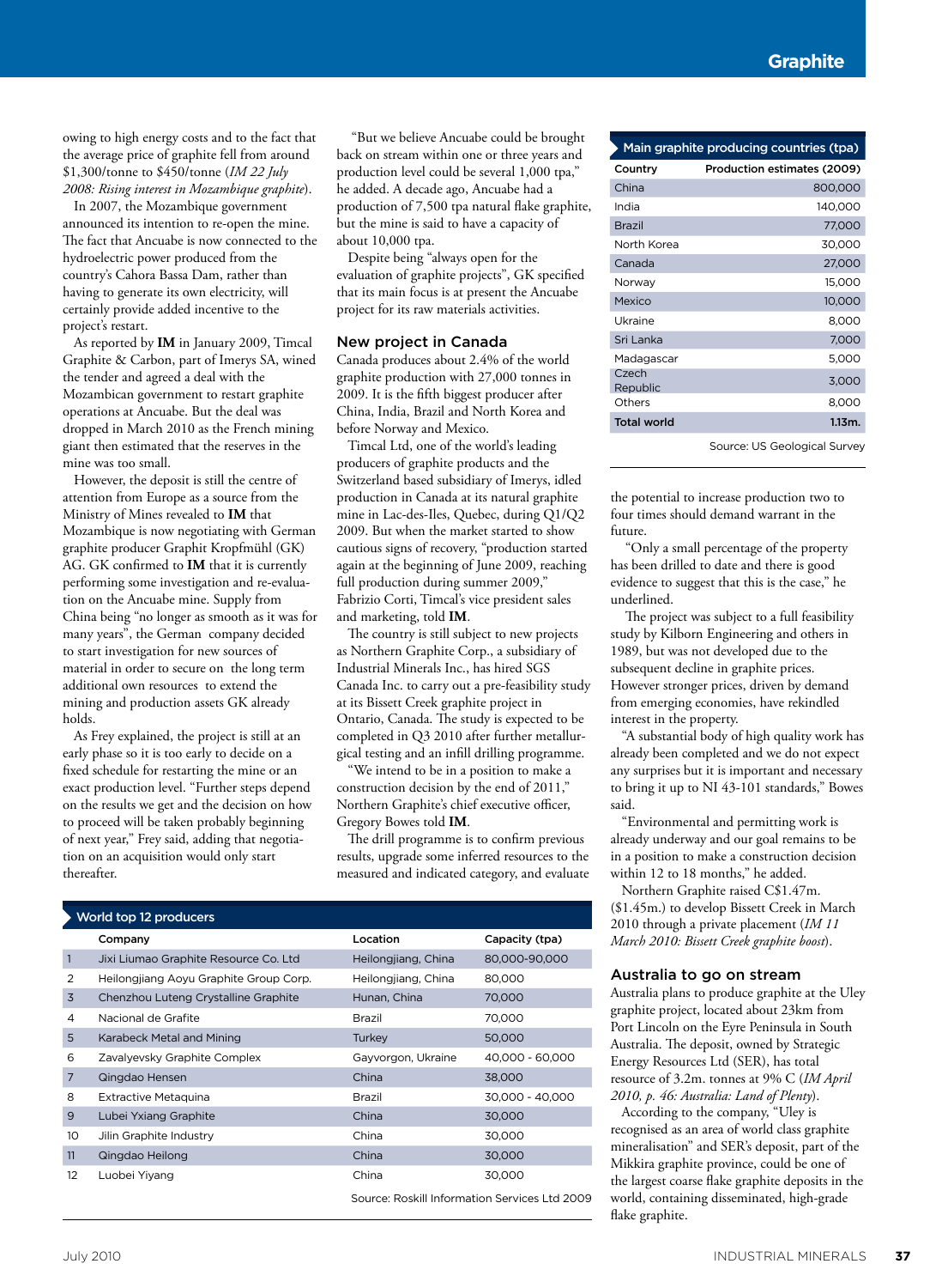owing to high energy costs and to the fact that the average price of graphite fell from around $1,300/tonne to $450/tonne (*IM 22 July 2008: Rising interest in Mozambique graphite*).

In 2007, the Mozambique government announced its intention to re-open the mine. The fact that Ancuabe is now connected to the hydroelectric power produced from the country's Cahora Bassa Dam, rather than having to generate its own electricity, will certainly provide added incentive to the project's restart.

As reported by **IM** in January 2009, Timcal Graphite & Carbon, part of Imerys SA, wined the tender and agreed a deal with the Mozambican government to restart graphite operations at Ancuabe. But the deal was dropped in March 2010 as the French mining giant then estimated that the reserves in the mine was too small.

However, the deposit is still the centre of attention from Europe as a source from the Ministry of Mines revealed to **IM** that Mozambique is now negotiating with German graphite producer Graphit Kropfmühl (GK) AG. GK confirmed to **IM** that it is currently performing some investigation and re-evaluation on the Ancuabe mine. Supply from China being "no longer as smooth as it was for many years", the German company decided to start investigation for new sources of material in order to secure on the long term additional own resources to extend the mining and production assets GK already holds.

As Frey explained, the project is still at an early stage so it is too early to decide on a fixed schedule for restarting the mine or an exact production level. "Further steps depend on the results we get and the decision on how to proceed will be taken probably beginning of next year," Frey said, adding that negotiation on an acquisition would only start thereafter.

"But we believe Ancuabe could be brought back on stream within one or three years and production level could be several 1,000 tpa," he added. A decade ago, Ancuabe had a production of 7,500 tpa natural flake graphite, but the mine is said to have a capacity of about 10,000 tpa.

Despite being "always open for the evaluation of graphite projects", GK specified that its main focus is at present the Ancuabe project for its raw materials activities.

## New project in Canada

Canada produces about 2.4% of the world graphite production with 27,000 tonnes in 2009. It is the fifth biggest producer after China, India, Brazil and North Korea and before Norway and Mexico.

Timcal Ltd, one of the world's leading producers of graphite products and the Switzerland based subsidiary of Imerys, idled production in Canada at its natural graphite mine in Lac-des-Iles, Quebec, during Q1/Q2 2009. But when the market started to show cautious signs of recovery, "production started again at the beginning of June 2009, reaching full production during summer 2009," Fabrizio Corti, Timcal's vice president sales and marketing, told **IM**.

The country is still subject to new projects as Northern Graphite Corp., a subsidiary of Industrial Minerals Inc., has hired SGS Canada Inc. to carry out a pre-feasibility study at its Bissett Creek graphite project in Ontario, Canada. The study is expected to be completed in Q3 2010 after further metallurgical testing and an infill drilling programme.

"We intend to be in a position to make a construction decision by the end of 2011," Northern Graphite's chief executive officer, Gregory Bowes told **IM**.

The drill programme is to confirm previous results, upgrade some inferred resources to the measured and indicated category, and evaluate the potential to increase production two to four times should demand warrant in the future.

"Only a small percentage of the property has been drilled to date and there is good evidence to suggest that this is the case," he underlined.

The project was subject to a full feasibility study by Kilborn Engineering and others in 1989, but was not developed due to the subsequent decline in graphite prices. However stronger prices, driven by demand from emerging economies, have rekindled interest in the property.

"A substantial body of high quality work has already been completed and we do not expect any surprises but it is important and necessary to bring it up to NI 43-101 standards," Bowes said.

"Environmental and permitting work is already underway and our goal remains to be in a position to make a construction decision within 12 to 18 months," he added.

Northern Graphite raised C$1.47m. ($1.45m.) to develop Bissett Creek in March 2010 through a private placement (*IM 11 March 2010: Bissett Creek graphite boost*).

## Australia to go on stream

Australia plans to produce graphite at the Uley graphite project, located about 23km from Port Lincoln on the Eyre Peninsula in South Australia. The deposit, owned by Strategic Energy Resources Ltd (SER), has total resource of 3.2m. tonnes at 9% C (*IM April 2010, p. 46: Australia: Land of Plenty*).

According to the company, "Uley is recognised as an area of world class graphite mineralisation" and SER's deposit, part of the Mikkira graphite province, could be one of the largest coarse flake graphite deposits in the world, containing disseminated, high-grade flake graphite.

**Main graphite producing countries (tpa)**

| Country | Production estimates (2009) |
|---|---|
| China | 800,000 |
| India | 140,000 |
| Brazil | 77,000 |
| North Korea | 30,000 |
| Canada | 27,000 |
| Norway | 15,000 |
| Mexico | 10,000 |
| Ukraine | 8,000 |
| Sri Lanka | 7,000 |
| Madagascar | 5,000 |
| Czech Republic | 3,000 |
| Others | 8,000 |
| **Total world** | **1.13m.** |

Source: US Geological Survey

**World top 12 producers**

| | Company | Location | Capacity (tpa) |
|---|---|---|---|
| 1 | Jixi Liumao Graphite Resource Co. Ltd | Heilongjiang, China | 80,000-90,000 |
| 2 | Heilongjiang Aoyu Graphite Group Corp. | Heilongjiang, China | 80,000 |
| 3 | Chenzhou Luteng Crystalline Graphite | Hunan, China | 70,000 |
| 4 | Nacional de Grafite | Brazil | 70,000 |
| 5 | Karabeck Metal and Mining | Turkey | 50,000 |
| 6 | Zavalyevsky Graphite Complex | Gayvorgon, Ukraine | 40,000 - 60,000 |
| 7 | Qingdao Hensen | China | 38,000 |
| 8 | Extractive Metaquina | Brazil | 30,000 - 40,000 |
| 9 | Lubei Yxiang Graphite | China | 30,000 |
| 10 | Jilin Graphite Industry | China | 30,000 |
| 11 | Qingdao Heilong | China | 30,000 |
| 12 | Luobei Yiyang | China | 30,000 |

Source: Roskill Information Services Ltd 2009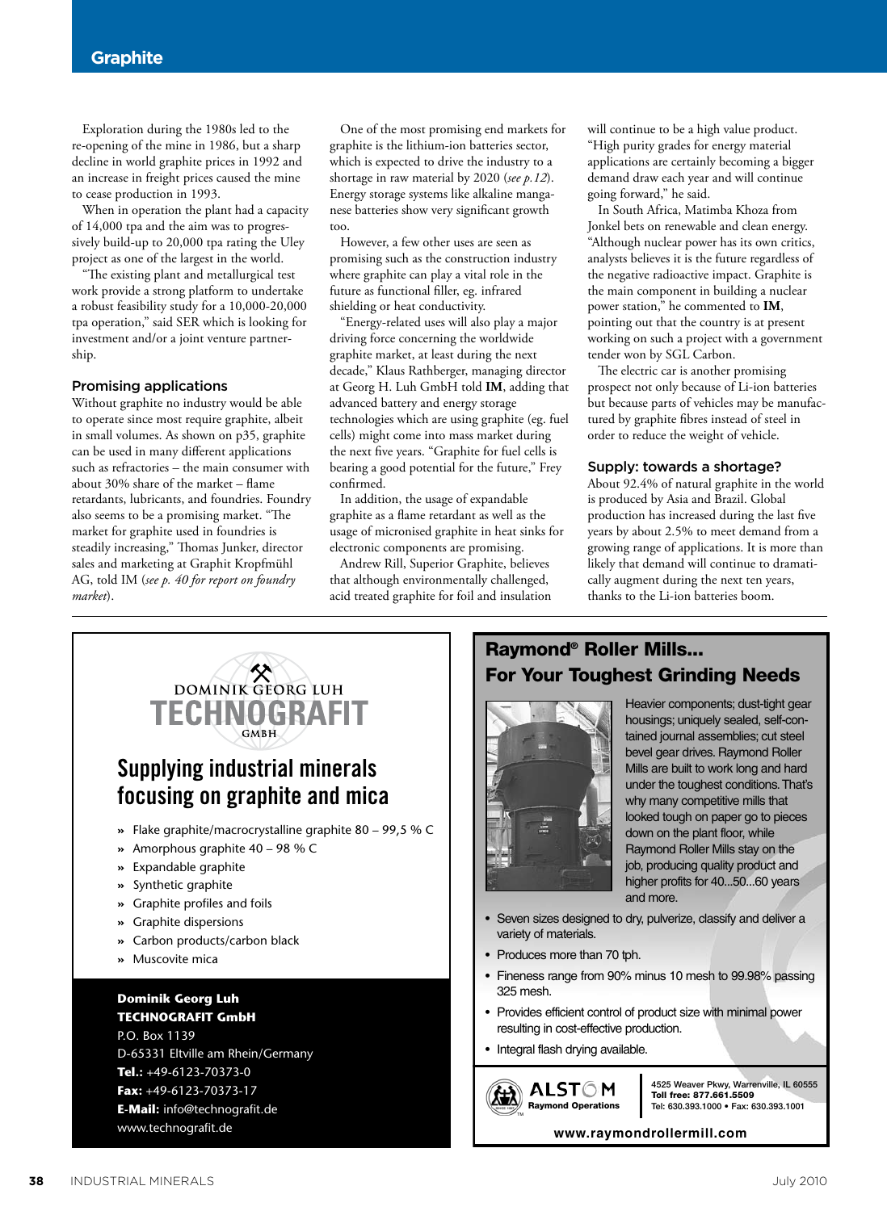Exploration during the 1980s led to the re-opening of the mine in 1986, but a sharp decline in world graphite prices in 1992 and an increase in freight prices caused the mine to cease production in 1993.

When in operation the plant had a capacity of 14,000 tpa and the aim was to progressively build-up to 20,000 tpa rating the Uley project as one of the largest in the world.

"The existing plant and metallurgical test work provide a strong platform to undertake a robust feasibility study for a 10,000-20,000 tpa operation," said SER which is looking for investment and/or a joint venture partnership.

### Promising applications

Without graphite no industry would be able to operate since most require graphite, albeit in small volumes. As shown on p35, graphite can be used in many different applications such as refractories – the main consumer with about 30% share of the market – flame retardants, lubricants, and foundries. Foundry also seems to be a promising market. "The market for graphite used in foundries is steadily increasing," Thomas Junker, director sales and marketing at Graphit Kropfmühl AG, told IM (*see p. 40 for report on foundry market*).

One of the most promising end markets for graphite is the lithium-ion batteries sector, which is expected to drive the industry to a shortage in raw material by 2020 (*see p.12*). Energy storage systems like alkaline manganese batteries show very significant growth too.

However, a few other uses are seen as promising such as the construction industry where graphite can play a vital role in the future as functional filler, eg. infrared shielding or heat conductivity.

"Energy-related uses will also play a major driving force concerning the worldwide graphite market, at least during the next decade," Klaus Rathberger, managing director at Georg H. Luh GmbH told **IM**, adding that advanced battery and energy storage technologies which are using graphite (eg. fuel cells) might come into mass market during the next five years. "Graphite for fuel cells is bearing a good potential for the future," Frey confirmed.

In addition, the usage of expandable graphite as a flame retardant as well as the usage of micronised graphite in heat sinks for electronic components are promising.

Andrew Rill, Superior Graphite, believes that although environmentally challenged, acid treated graphite for foil and insulation will continue to be a high value product. "High purity grades for energy material applications are certainly becoming a bigger demand draw each year and will continue going forward," he said.

In South Africa, Matimba Khoza from Jonkel bets on renewable and clean energy. "Although nuclear power has its own critics, analysts believes it is the future regardless of the negative radioactive impact. Graphite is the main component in building a nuclear power station," he commented to **IM**, pointing out that the country is at present working on such a project with a government tender won by SGL Carbon.

The electric car is another promising prospect not only because of Li-ion batteries but because parts of vehicles may be manufactured by graphite fibres instead of steel in order to reduce the weight of vehicle.

### Supply: towards a shortage?

About 92.4% of natural graphite in the world is produced by Asia and Brazil. Global production has increased during the last five years by about 2.5% to meet demand from a growing range of applications. It is more than likely that demand will continue to dramatically augment during the next ten years, thanks to the Li-ion batteries boom.

---

DOMINIK GEORG LUH
**TECHNOGRAFIT** GMBH

## Supplying industrial minerals focusing on graphite and mica

- Flake graphite/macrocrystalline graphite 80 – 99,5 % C
- Amorphous graphite 40 – 98 % C
- Expandable graphite
- Synthetic graphite
- Graphite profiles and foils
- Graphite dispersions
- Carbon products/carbon black
- Muscovite mica

**Dominik Georg Luh**
**TECHNOGRAFIT GmbH**
P.O. Box 1139
D-65331 Eltville am Rhein/Germany
**Tel.:** +49-6123-70373-0
**Fax:** +49-6123-70373-17
**E-Mail:** info@technografit.de
www.technografit.de

---

## Raymond® Roller Mills... For Your Toughest Grinding Needs

Heavier components; dust-tight gear housings; uniquely sealed, self-contained journal assemblies; cut steel bevel gear drives. Raymond Roller Mills are built to work long and hard under the toughest conditions. That's why many competitive mills that looked tough on paper go to pieces down on the plant floor, while Raymond Roller Mills stay on the job, producing quality product and higher profits for 40...50...60 years and more.

- Seven sizes designed to dry, pulverize, classify and deliver a variety of materials.
- Produces more than 70 tph.
- Fineness range from 90% minus 10 mesh to 99.98% passing 325 mesh.
- Provides efficient control of product size with minimal power resulting in cost-effective production.
- Integral flash drying available.

ALSTOM Raymond Operations
4525 Weaver Pkwy, Warrenville, IL 60555
**Toll free: 877.661.5509**
Tel: 630.393.1000 • Fax: 630.393.1001

**www.raymondrollermill.com**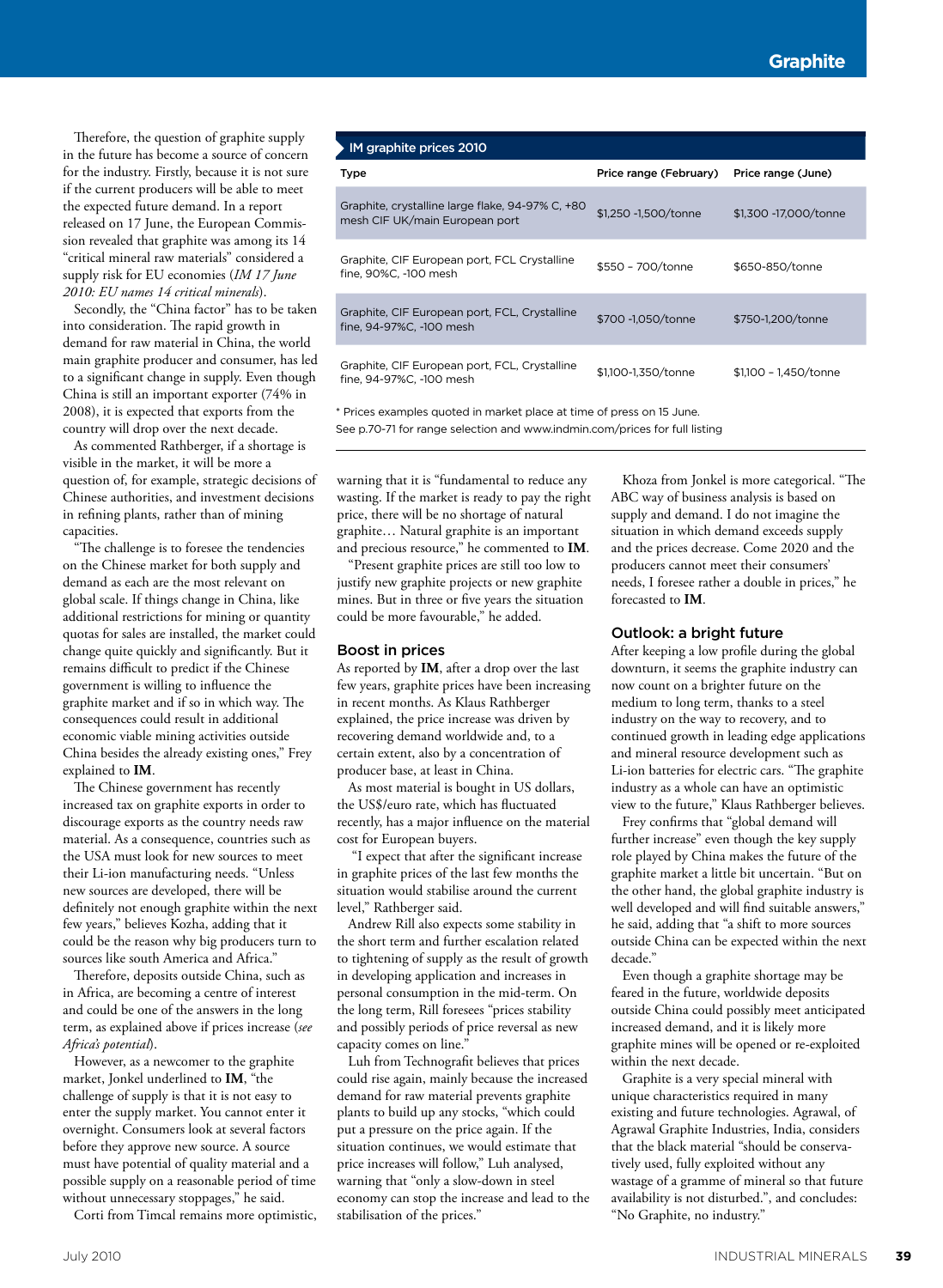Therefore, the question of graphite supply in the future has become a source of concern for the industry. Firstly, because it is not sure if the current producers will be able to meet the expected future demand. In a report released on 17 June, the European Commission revealed that graphite was among its 14 "critical mineral raw materials" considered a supply risk for EU economies (*IM 17 June 2010: EU names 14 critical minerals*).

Secondly, the "China factor" has to be taken into consideration. The rapid growth in demand for raw material in China, the world main graphite producer and consumer, has led to a significant change in supply. Even though China is still an important exporter (74% in 2008), it is expected that exports from the country will drop over the next decade.

As commented Rathberger, if a shortage is visible in the market, it will be more a question of, for example, strategic decisions of Chinese authorities, and investment decisions in refining plants, rather than of mining capacities.

"The challenge is to foresee the tendencies on the Chinese market for both supply and demand as each are the most relevant on global scale. If things change in China, like additional restrictions for mining or quantity quotas for sales are installed, the market could change quite quickly and significantly. But it remains difficult to predict if the Chinese government is willing to influence the graphite market and if so in which way. The consequences could result in additional economic viable mining activities outside China besides the already existing ones," Frey explained to **IM**.

The Chinese government has recently increased tax on graphite exports in order to discourage exports as the country needs raw material. As a consequence, countries such as the USA must look for new sources to meet their Li-ion manufacturing needs. "Unless new sources are developed, there will be definitely not enough graphite within the next few years," believes Kozha, adding that it could be the reason why big producers turn to sources like south America and Africa."

Therefore, deposits outside China, such as in Africa, are becoming a centre of interest and could be one of the answers in the long term, as explained above if prices increase (*see Africa's potential*).

However, as a newcomer to the graphite market, Jonkel underlined to **IM**, "the challenge of supply is that it is not easy to enter the supply market. You cannot enter it overnight. Consumers look at several factors before they approve new source. A source must have potential of quality material and a possible supply on a reasonable period of time without unnecessary stoppages," he said.

Corti from Timcal remains more optimistic, warning that it is "fundamental to reduce any wasting. If the market is ready to pay the right price, there will be no shortage of natural graphite… Natural graphite is an important and precious resource," he commented to **IM**.

"Present graphite prices are still too low to justify new graphite projects or new graphite mines. But in three or five years the situation could be more favourable," he added.

**IM graphite prices 2010**

| Type | Price range (February) | Price range (June) |
|---|---|---|
| Graphite, crystalline large flake, 94-97% C, +80 mesh CIF UK/main European port | $1,250 -1,500/tonne | $1,300 -17,000/tonne |
| Graphite, CIF European port, FCL Crystalline fine, 90%C, -100 mesh | $550 – 700/tonne | $650-850/tonne |
| Graphite, CIF European port, FCL, Crystalline fine, 94-97%C, -100 mesh | $700 -1,050/tonne | $750-1,200/tonne |
| Graphite, CIF European port, FCL, Crystalline fine, 94-97%C, -100 mesh | $1,100-1,350/tonne | $1,100 – 1,450/tonne |

\* Prices examples quoted in market place at time of press on 15 June.
See p.70-71 for range selection and www.indmin.com/prices for full listing

## Boost in prices

As reported by **IM**, after a drop over the last few years, graphite prices have been increasing in recent months. As Klaus Rathberger explained, the price increase was driven by recovering demand worldwide and, to a certain extent, also by a concentration of producer base, at least in China.

As most material is bought in US dollars, the US$/euro rate, which has fluctuated recently, has a major influence on the material cost for European buyers.

"I expect that after the significant increase in graphite prices of the last few months the situation would stabilise around the current level," Rathberger said.

Andrew Rill also expects some stability in the short term and further escalation related to tightening of supply as the result of growth in developing application and increases in personal consumption in the mid-term. On the long term, Rill foresees "prices stability and possibly periods of price reversal as new capacity comes on line."

Luh from Technografit believes that prices could rise again, mainly because the increased demand for raw material prevents graphite plants to build up any stocks, "which could put a pressure on the price again. If the situation continues, we would estimate that price increases will follow," Luh analysed, warning that "only a slow-down in steel economy can stop the increase and lead to the stabilisation of the prices."

Khoza from Jonkel is more categorical. "The ABC way of business analysis is based on supply and demand. I do not imagine the situation in which demand exceeds supply and the prices decrease. Come 2020 and the producers cannot meet their consumers' needs, I foresee rather a double in prices," he forecasted to **IM**.

## Outlook: a bright future

After keeping a low profile during the global downturn, it seems the graphite industry can now count on a brighter future on the medium to long term, thanks to a steel industry on the way to recovery, and to continued growth in leading edge applications and mineral resource development such as Li-ion batteries for electric cars. "The graphite industry as a whole can have an optimistic view to the future," Klaus Rathberger believes.

Frey confirms that "global demand will further increase" even though the key supply role played by China makes the future of the graphite market a little bit uncertain. "But on the other hand, the global graphite industry is well developed and will find suitable answers," he said, adding that "a shift to more sources outside China can be expected within the next decade."

Even though a graphite shortage may be feared in the future, worldwide deposits outside China could possibly meet anticipated increased demand, and it is likely more graphite mines will be opened or re-exploited within the next decade.

Graphite is a very special mineral with unique characteristics required in many existing and future technologies. Agrawal, of Agrawal Graphite Industries, India, considers that the black material "should be conservatively used, fully exploited without any wastage of a gramme of mineral so that future availability is not disturbed.", and concludes: "No Graphite, no industry."